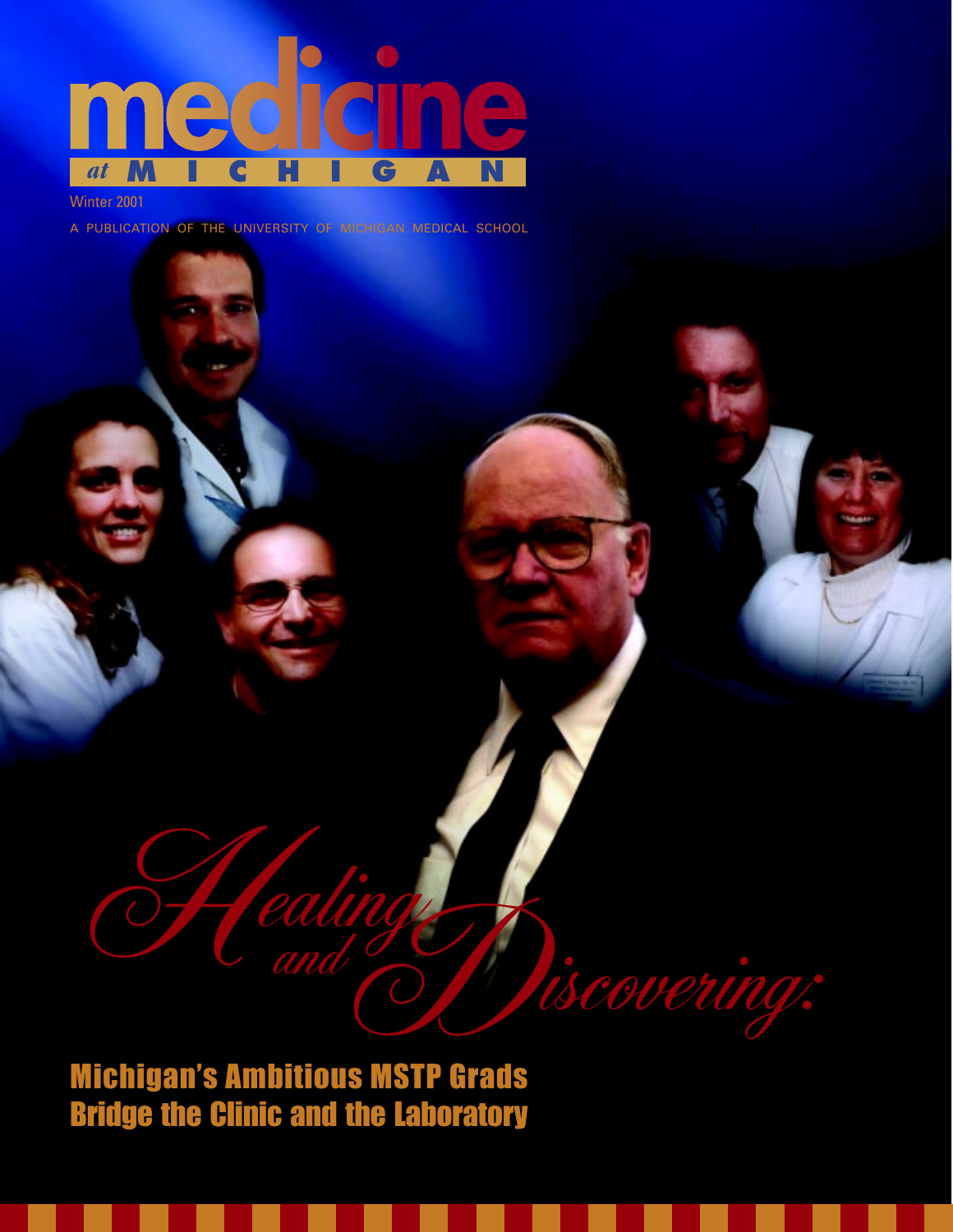# medicine at MICHIGAN

Winter 2001

A PUBLICATION OF THE UNIVERSITY OF MICHIGAN MEDICAL SCHOOL

## *Healing and Discovering:*

## Michigan's Ambitious MSTP Grads Bridge the Clinic and the Laboratory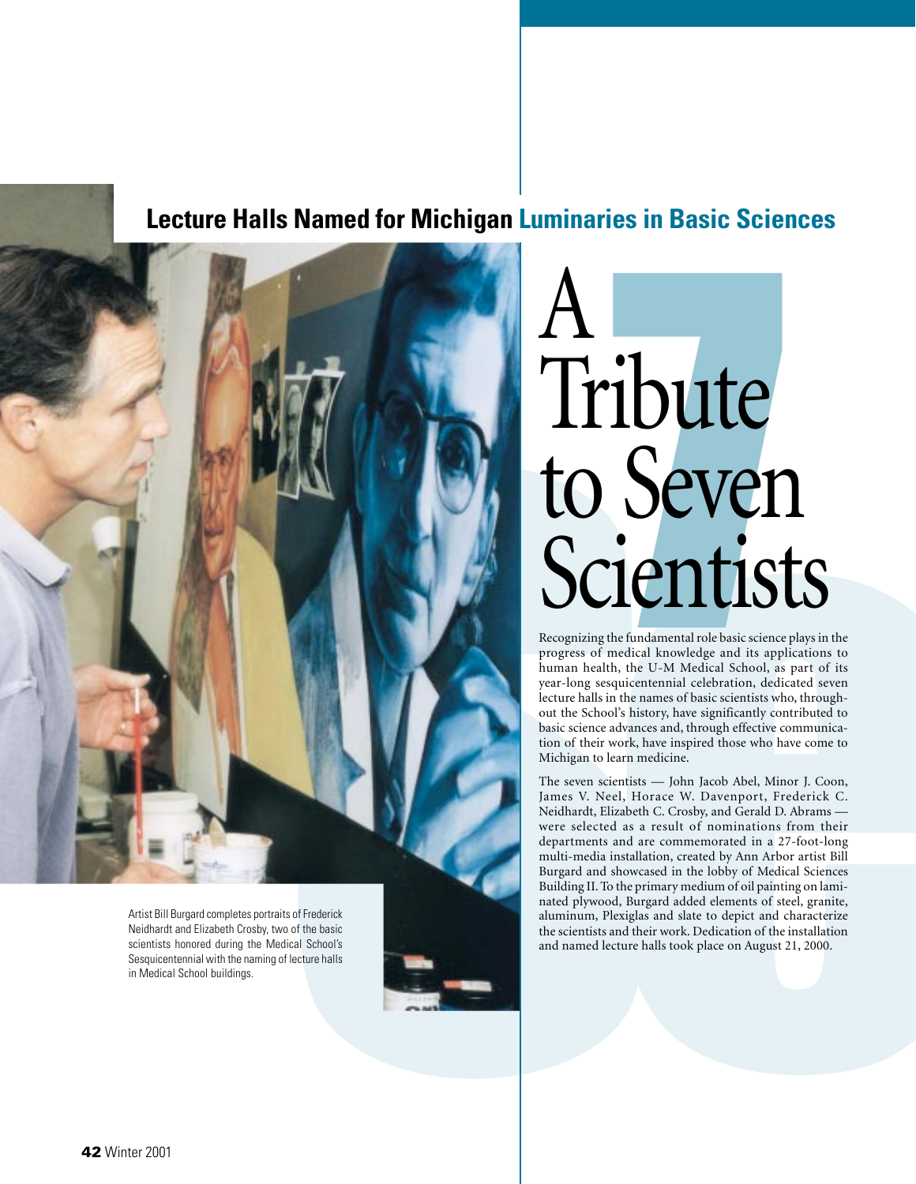## Lecture Halls Named for Michigan Luminaries in Basic Sciences

# A Tribute to Seven Scientists

Artist Bill Burgard completes portraits of Frederick Neidhardt and Elizabeth Crosby, two of the basic scientists honored during the Medical School's Sesquicentennial with the naming of lecture halls in Medical School buildings.

Recognizing the fundamental role basic science plays in the progress of medical knowledge and its applications to human health, the U-M Medical School, as part of its year-long sesquicentennial celebration, dedicated seven lecture halls in the names of basic scientists who, throughout the School's history, have significantly contributed to basic science advances and, through effective communication of their work, have inspired those who have come to Michigan to learn medicine.

The seven scientists — John Jacob Abel, Minor J. Coon, James V. Neel, Horace W. Davenport, Frederick C. Neidhardt, Elizabeth C. Crosby, and Gerald D. Abrams — were selected as a result of nominations from their departments and are commemorated in a 27-foot-long multi-media installation, created by Ann Arbor artist Bill Burgard and showcased in the lobby of Medical Sciences Building II. To the primary medium of oil painting on laminated plywood, Burgard added elements of steel, granite, aluminum, Plexiglas and slate to depict and characterize the scientists and their work. Dedication of the installation and named lecture halls took place on August 21, 2000.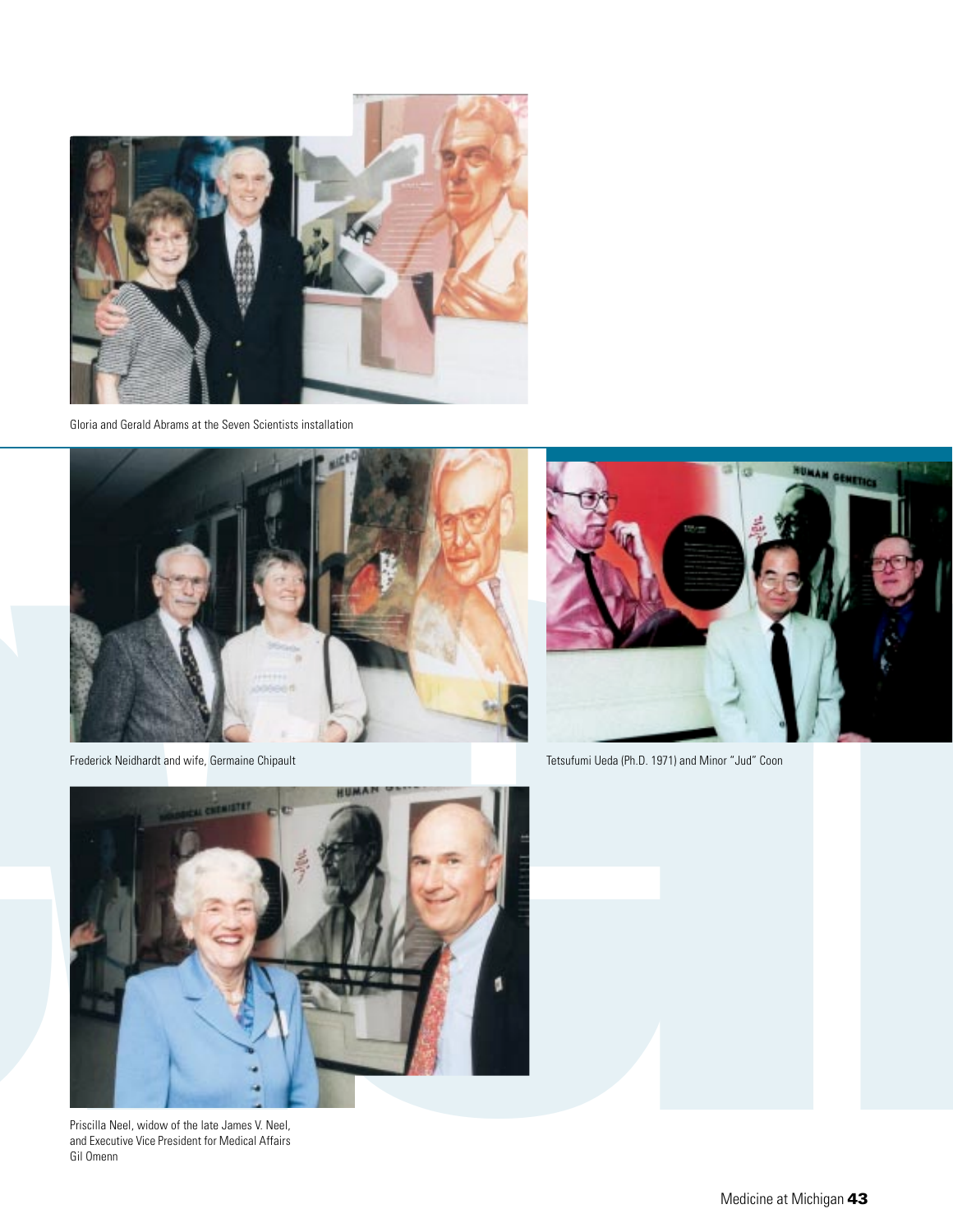Gloria and Gerald Abrams at the Seven Scientists installation

Frederick Neidhardt and wife, Germaine Chipault

Tetsufumi Ueda (Ph.D. 1971) and Minor "Jud" Coon

Priscilla Neel, widow of the late James V. Neel, and Executive Vice President for Medical Affairs Gil Omenn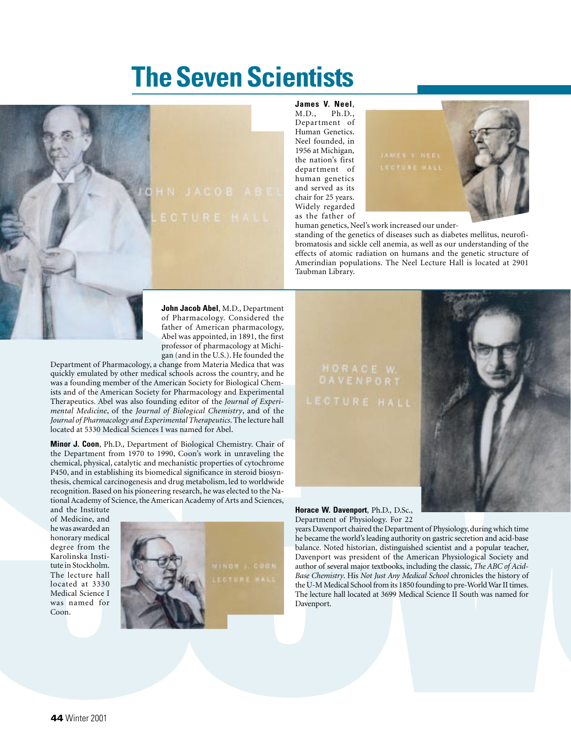# The Seven Scientists

**James V. Neel**, M.D., Ph.D., Department of Human Genetics. Neel founded, in 1956 at Michigan, the nation's first department of human genetics and served as its chair for 25 years. Widely regarded as the father of human genetics, Neel's work increased our understanding of the genetics of diseases such as diabetes mellitus, neurofibromatosis and sickle cell anemia, as well as our understanding of the effects of atomic radiation on humans and the genetic structure of Amerindian populations. The Neel Lecture Hall is located at 2901 Taubman Library.

**John Jacob Abel**, M.D., Department of Pharmacology. Considered the father of American pharmacology, Abel was appointed, in 1891, the first professor of pharmacology at Michigan (and in the U.S.). He founded the Department of Pharmacology, a change from Materia Medica that was quickly emulated by other medical schools across the country, and he was a founding member of the American Society for Biological Chemists and of the American Society for Pharmacology and Experimental Therapeutics. Abel was also founding editor of the *Journal of Experimental Medicine*, of the *Journal of Biological Chemistry*, and of the *Journal of Pharmacology and Experimental Therapeutics*. The lecture hall located at 5330 Medical Sciences I was named for Abel.

**Minor J. Coon**, Ph.D., Department of Biological Chemistry. Chair of the Department from 1970 to 1990, Coon's work in unraveling the chemical, physical, catalytic and mechanistic properties of cytochrome P450, and in establishing its biomedical significance in steroid biosynthesis, chemical carcinogenesis and drug metabolism, led to worldwide recognition. Based on his pioneering research, he was elected to the National Academy of Science, the American Academy of Arts and Sciences, and the Institute of Medicine, and he was awarded an honorary medical degree from the Karolinska Institute in Stockholm. The lecture hall located at 3330 Medical Science I was named for Coon.

**Horace W. Davenport**, Ph.D., D.Sc., Department of Physiology. For 22 years Davenport chaired the Department of Physiology, during which time he became the world's leading authority on gastric secretion and acid-base balance. Noted historian, distinguished scientist and a popular teacher, Davenport was president of the American Physiological Society and author of several major textbooks, including the classic, *The ABC of Acid-Base Chemistry*. His *Not Just Any Medical School* chronicles the history of the U-M Medical School from its 1850 founding to pre-World War II times. The lecture hall located at 3699 Medical Science II South was named for Davenport.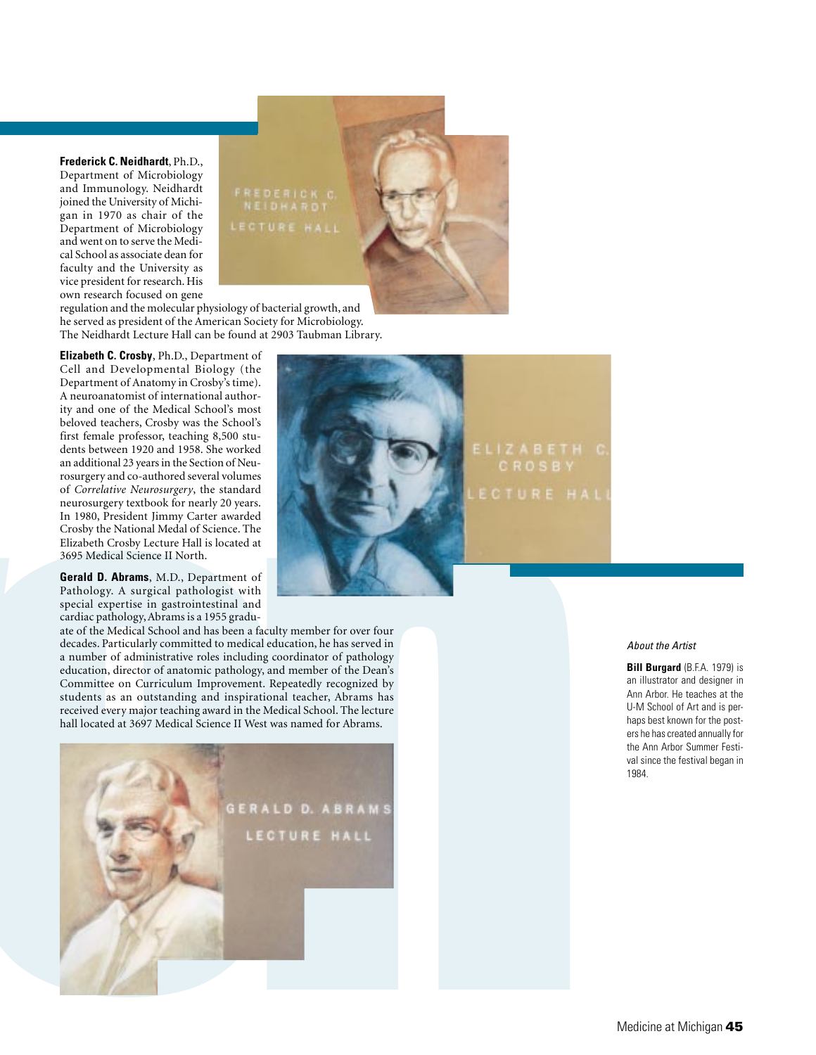**Frederick C. Neidhardt**, Ph.D., Department of Microbiology and Immunology. Neidhardt joined the University of Michigan in 1970 as chair of the Department of Microbiology and went on to serve the Medical School as associate dean for faculty and the University as vice president for research. His own research focused on gene regulation and the molecular physiology of bacterial growth, and he served as president of the American Society for Microbiology. The Neidhardt Lecture Hall can be found at 2903 Taubman Library.

FREDERICK C. NEIDHARDT LECTURE HALL

**Elizabeth C. Crosby**, Ph.D., Department of Cell and Developmental Biology (the Department of Anatomy in Crosby's time). A neuroanatomist of international authority and one of the Medical School's most beloved teachers, Crosby was the School's first female professor, teaching 8,500 students between 1920 and 1958. She worked an additional 23 years in the Section of Neurosurgery and co-authored several volumes of *Correlative Neurosurgery*, the standard neurosurgery textbook for nearly 20 years. In 1980, President Jimmy Carter awarded Crosby the National Medal of Science. The Elizabeth Crosby Lecture Hall is located at 3695 Medical Science II North.

ELIZABETH C. CROSBY LECTURE HALL

**Gerald D. Abrams**, M.D., Department of Pathology. A surgical pathologist with special expertise in gastrointestinal and cardiac pathology, Abrams is a 1955 graduate of the Medical School and has been a faculty member for over four decades. Particularly committed to medical education, he has served in a number of administrative roles including coordinator of pathology education, director of anatomic pathology, and member of the Dean's Committee on Curriculum Improvement. Repeatedly recognized by students as an outstanding and inspirational teacher, Abrams has received every major teaching award in the Medical School. The lecture hall located at 3697 Medical Science II West was named for Abrams.

GERALD D. ABRAMS LECTURE HALL

*About the Artist*

**Bill Burgard** (B.F.A. 1979) is an illustrator and designer in Ann Arbor. He teaches at the U-M School of Art and is perhaps best known for the posters he has created annually for the Ann Arbor Summer Festival since the festival began in 1984.